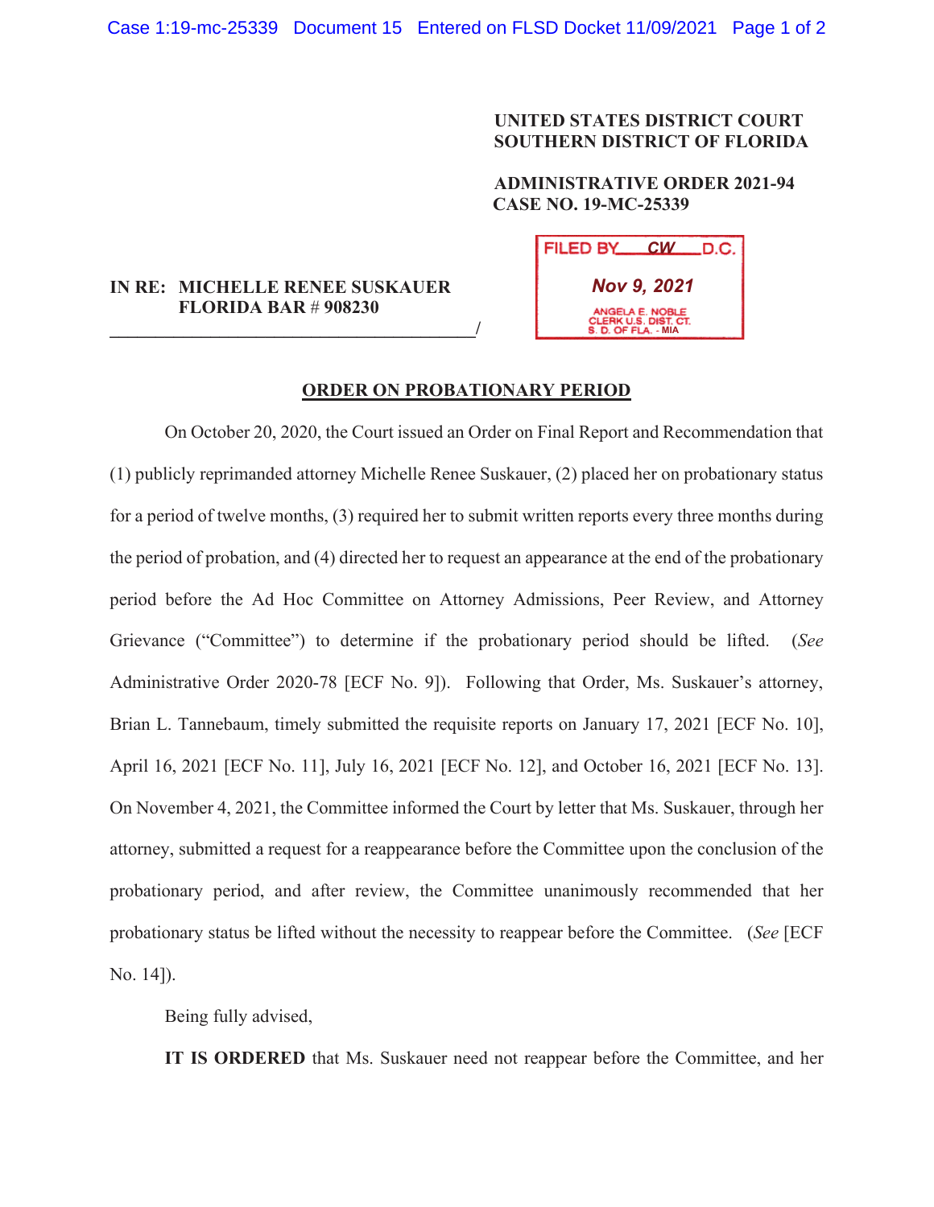UNITED STATES DISTRICT COURT
SOUTHERN DISTRICT OF FLORIDA

ADMINISTRATIVE ORDER 2021-94
CASE NO. 19-MC-25339

FILED BY CW D.C.
Nov 9, 2021
ANGELA E. NOBLE
CLERK U.S. DIST. CT.
S. D. OF FLA. - MIA

**IN RE: MICHELLE RENEE SUSKAUER**
**FLORIDA BAR # 908230**
_______________________________________/

## ORDER ON PROBATIONARY PERIOD

On October 20, 2020, the Court issued an Order on Final Report and Recommendation that (1) publicly reprimanded attorney Michelle Renee Suskauer, (2) placed her on probationary status for a period of twelve months, (3) required her to submit written reports every three months during the period of probation, and (4) directed her to request an appearance at the end of the probationary period before the Ad Hoc Committee on Attorney Admissions, Peer Review, and Attorney Grievance ("Committee") to determine if the probationary period should be lifted. (*See* Administrative Order 2020-78 [ECF No. 9]). Following that Order, Ms. Suskauer's attorney, Brian L. Tannebaum, timely submitted the requisite reports on January 17, 2021 [ECF No. 10], April 16, 2021 [ECF No. 11], July 16, 2021 [ECF No. 12], and October 16, 2021 [ECF No. 13]. On November 4, 2021, the Committee informed the Court by letter that Ms. Suskauer, through her attorney, submitted a request for a reappearance before the Committee upon the conclusion of the probationary period, and after review, the Committee unanimously recommended that her probationary status be lifted without the necessity to reappear before the Committee. (*See* [ECF No. 14]).

Being fully advised,

**IT IS ORDERED** that Ms. Suskauer need not reappear before the Committee, and her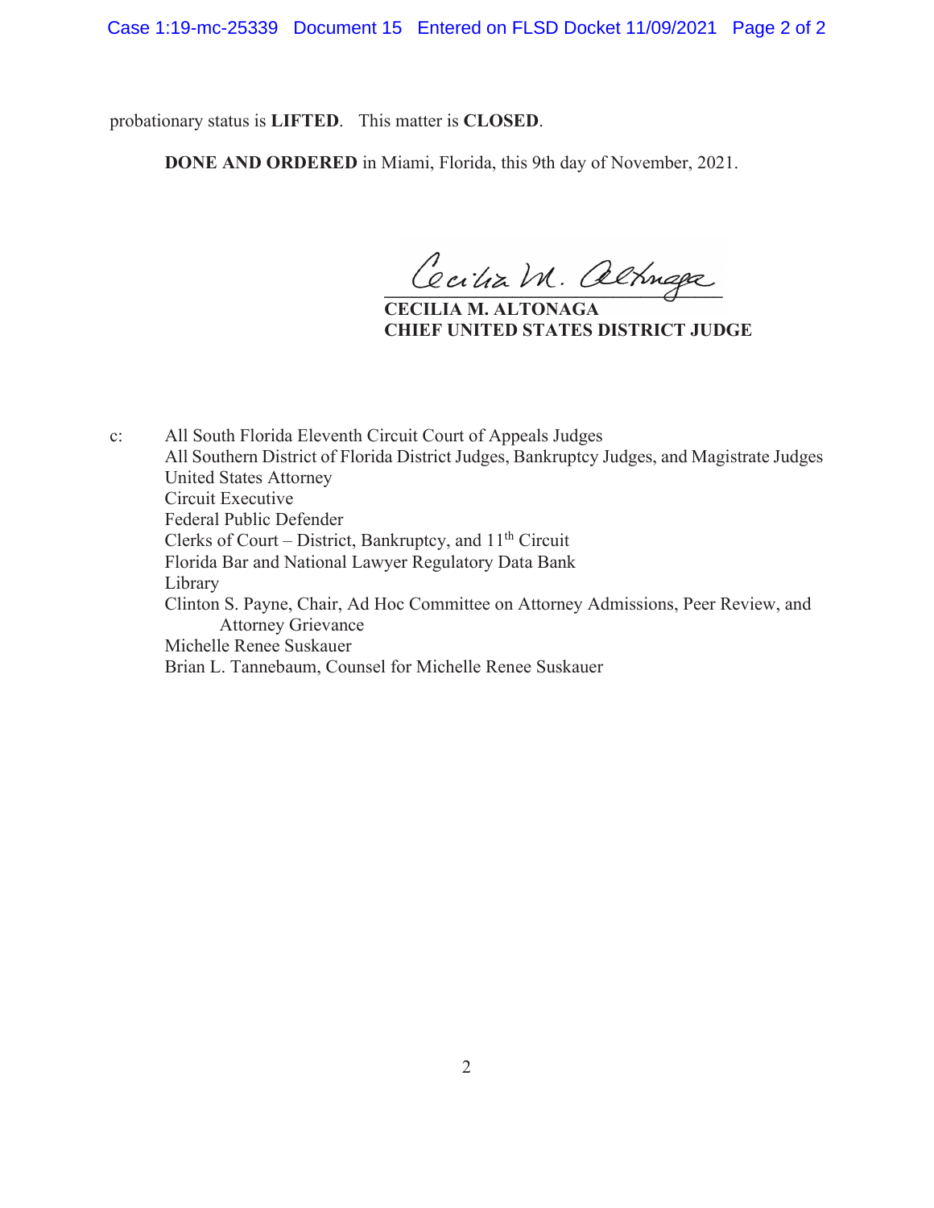probationary status is **LIFTED**. This matter is **CLOSED**.

**DONE AND ORDERED** in Miami, Florida, this 9th day of November, 2021.

**CECILIA M. ALTONAGA**
**CHIEF UNITED STATES DISTRICT JUDGE**

c: All South Florida Eleventh Circuit Court of Appeals Judges
All Southern District of Florida District Judges, Bankruptcy Judges, and Magistrate Judges
United States Attorney
Circuit Executive
Federal Public Defender
Clerks of Court – District, Bankruptcy, and 11th Circuit
Florida Bar and National Lawyer Regulatory Data Bank
Library
Clinton S. Payne, Chair, Ad Hoc Committee on Attorney Admissions, Peer Review, and Attorney Grievance
Michelle Renee Suskauer
Brian L. Tannebaum, Counsel for Michelle Renee Suskauer